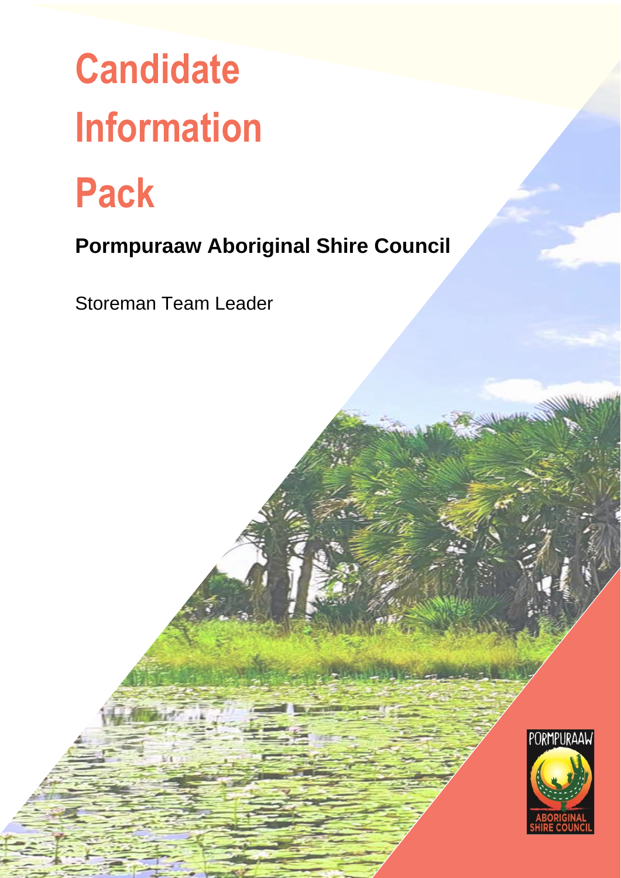# Candidate Information Pack

**Pormpuraaw Aboriginal Shire Council**

Storeman Team Leader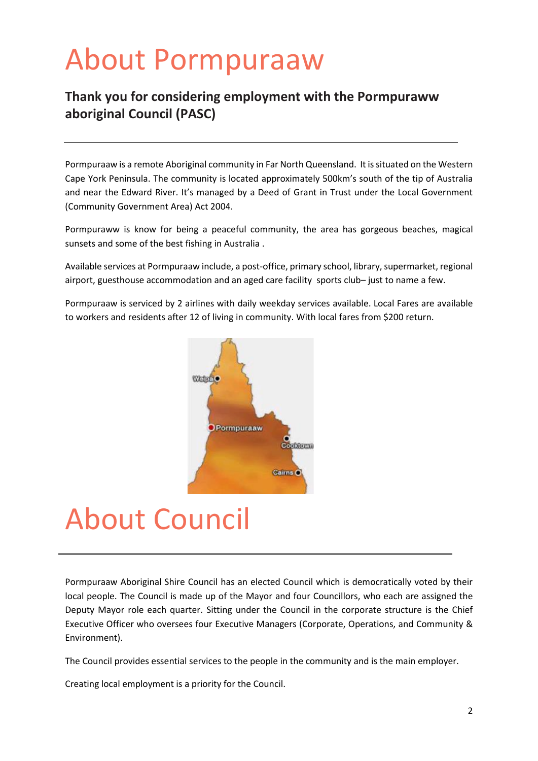# About Pormpuraaw

## Thank you for considering employment with the Pormpurawww aboriginal Council (PASC)

Pormpuraaw is a remote Aboriginal community in Far North Queensland. It is situated on the Western Cape York Peninsula. The community is located approximately 500km's south of the tip of Australia and near the Edward River. It's managed by a Deed of Grant in Trust under the Local Government (Community Government Area) Act 2004.

Pormpuraww is know for being a peaceful community, the area has gorgeous beaches, magical sunsets and some of the best fishing in Australia .

Available services at Pormpuraaw include, a post-office, primary school, library, supermarket, regional airport, guesthouse accommodation and an aged care facility sports club– just to name a few.

Pormpuraaw is serviced by 2 airlines with daily weekday services available. Local Fares are available to workers and residents after 12 of living in community. With local fares from $200 return.

# About Council

Pormpuraaw Aboriginal Shire Council has an elected Council which is democratically voted by their local people. The Council is made up of the Mayor and four Councillors, who each are assigned the Deputy Mayor role each quarter. Sitting under the Council in the corporate structure is the Chief Executive Officer who oversees four Executive Managers (Corporate, Operations, and Community & Environment).

The Council provides essential services to the people in the community and is the main employer.

Creating local employment is a priority for the Council.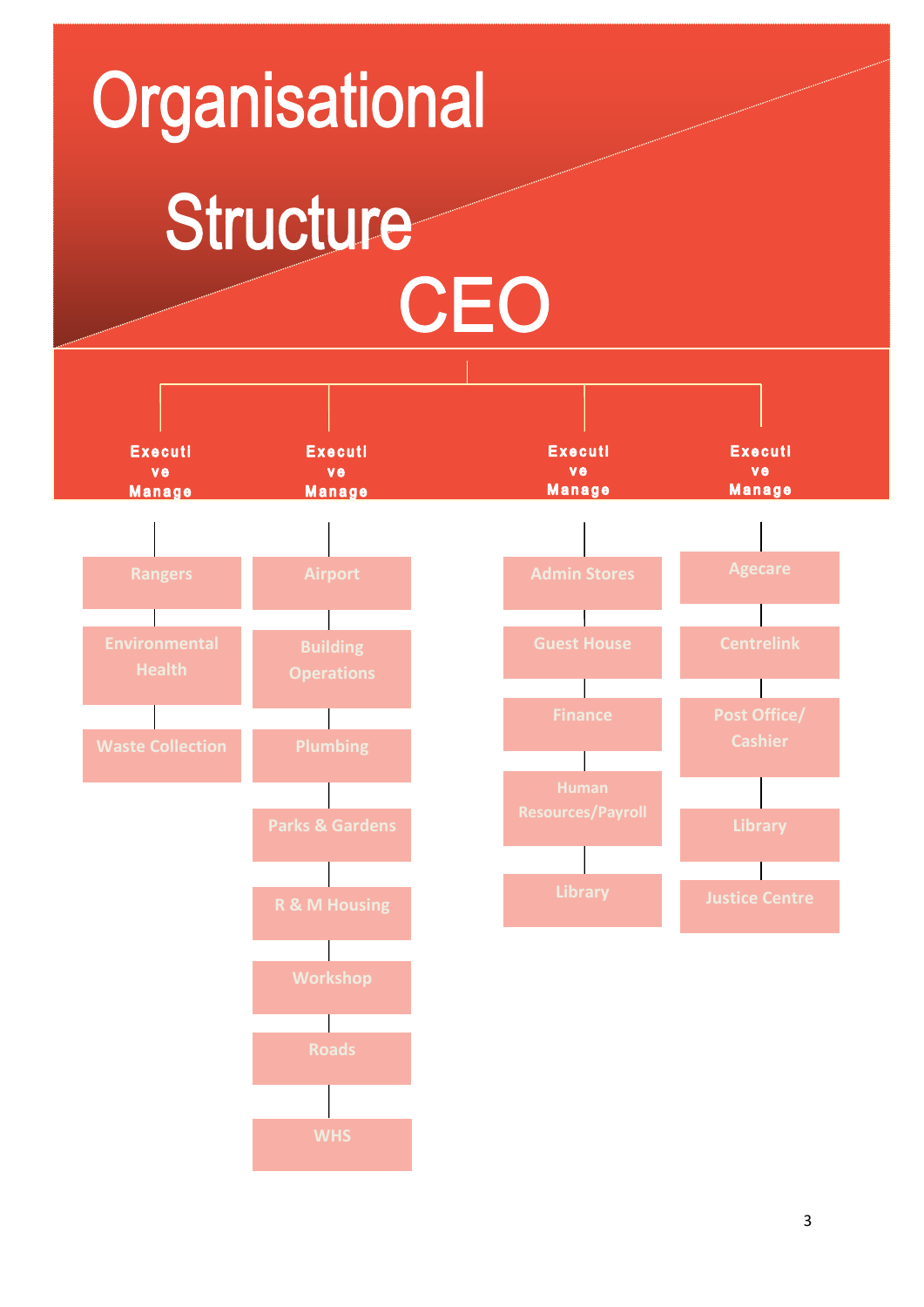# Organisational Structure

## CEO

- **Executive Manage**
  - Rangers
  - Environmental Health
  - Waste Collection
- **Executive Manage**
  - Airport
  - Building Operations
  - Plumbing
  - Parks & Gardens
  - R & M Housing
  - Workshop
  - Roads
  - WHS
- **Executive Manage**
  - Admin Stores
  - Guest House
  - Finance
  - Human Resources/Payroll
  - Library
- **Executive Manage**
  - Agecare
  - Centrelink
  - Post Office/ Cashier
  - Library
  - Justice Centre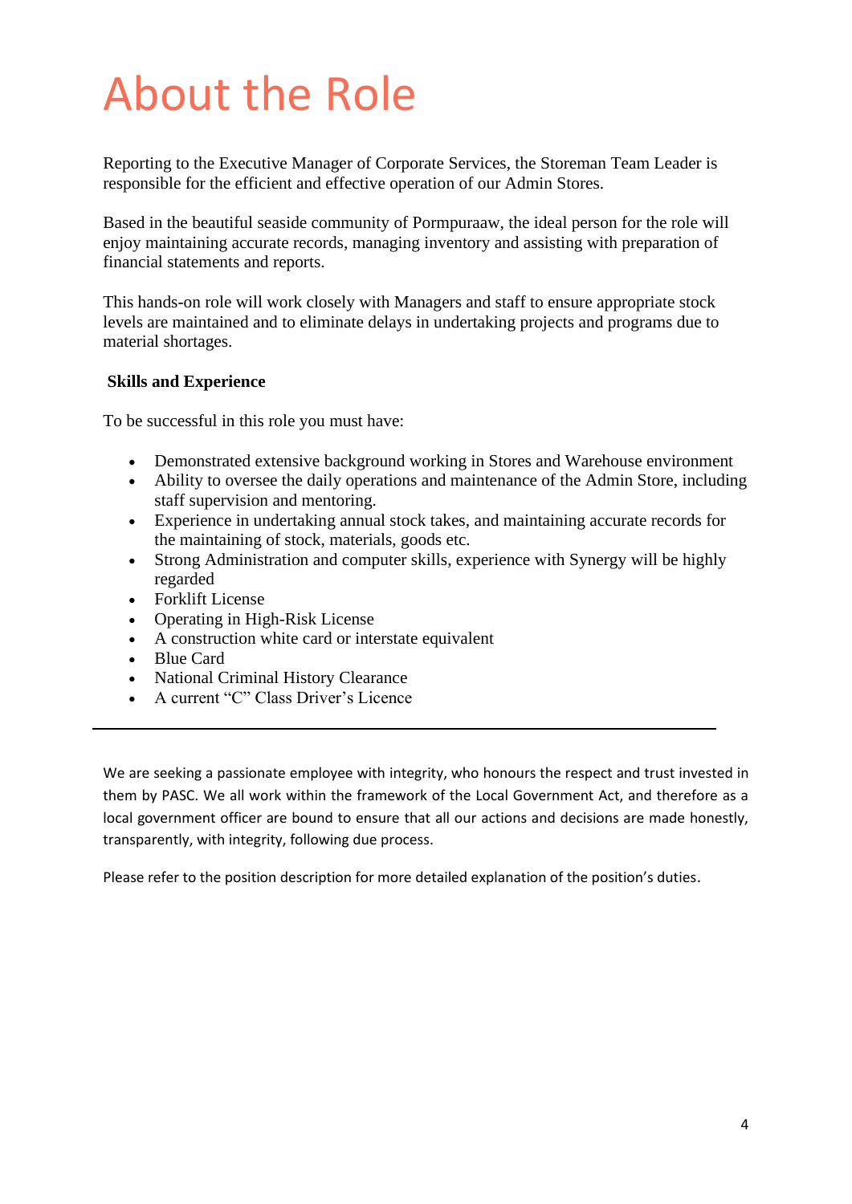# About the Role

Reporting to the Executive Manager of Corporate Services, the Storeman Team Leader is responsible for the efficient and effective operation of our Admin Stores.

Based in the beautiful seaside community of Pormpuraaw, the ideal person for the role will enjoy maintaining accurate records, managing inventory and assisting with preparation of financial statements and reports.

This hands-on role will work closely with Managers and staff to ensure appropriate stock levels are maintained and to eliminate delays in undertaking projects and programs due to material shortages.

**Skills and Experience**

To be successful in this role you must have:

- Demonstrated extensive background working in Stores and Warehouse environment
- Ability to oversee the daily operations and maintenance of the Admin Store, including staff supervision and mentoring.
- Experience in undertaking annual stock takes, and maintaining accurate records for the maintaining of stock, materials, goods etc.
- Strong Administration and computer skills, experience with Synergy will be highly regarded
- Forklift License
- Operating in High-Risk License
- A construction white card or interstate equivalent
- Blue Card
- National Criminal History Clearance
- A current "C" Class Driver's Licence

---

We are seeking a passionate employee with integrity, who honours the respect and trust invested in them by PASC. We all work within the framework of the Local Government Act, and therefore as a local government officer are bound to ensure that all our actions and decisions are made honestly, transparently, with integrity, following due process.

Please refer to the position description for more detailed explanation of the position's duties.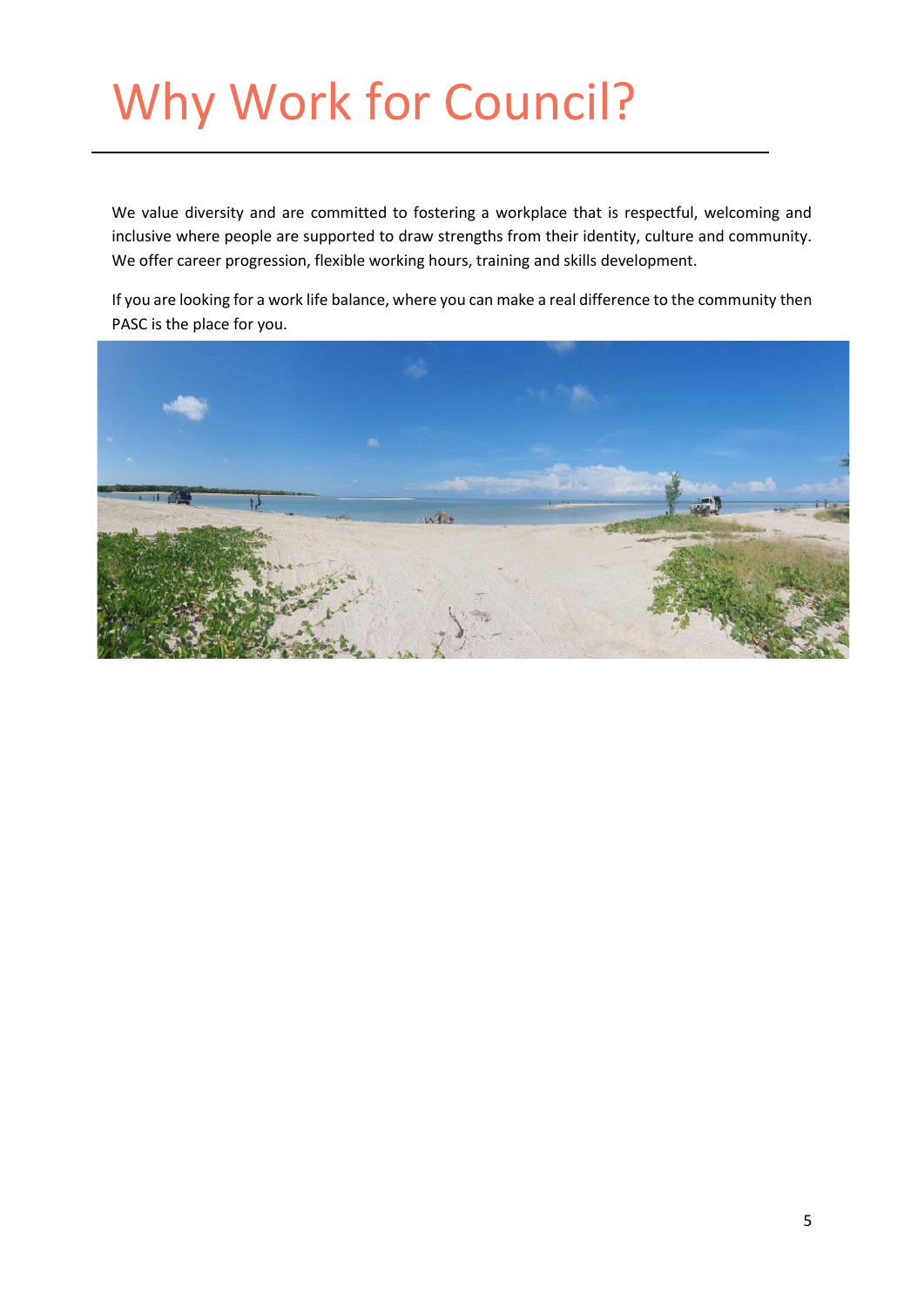# Why Work for Council?

We value diversity and are committed to fostering a workplace that is respectful, welcoming and inclusive where people are supported to draw strengths from their identity, culture and community. We offer career progression, flexible working hours, training and skills development.

If you are looking for a work life balance, where you can make a real difference to the community then PASC is the place for you.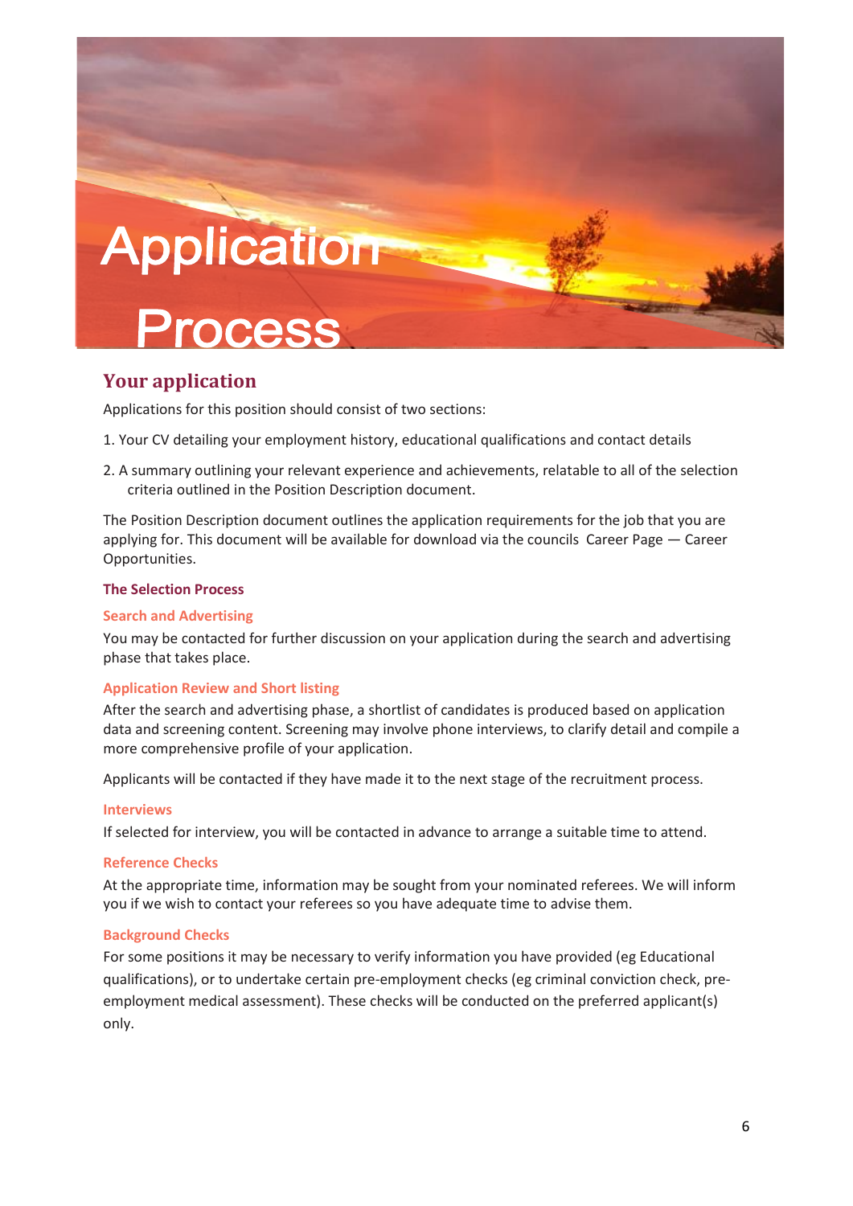# Application Process

## Your application

Applications for this position should consist of two sections:

1. Your CV detailing your employment history, educational qualifications and contact details
2. A summary outlining your relevant experience and achievements, relatable to all of the selection criteria outlined in the Position Description document.

The Position Description document outlines the application requirements for the job that you are applying for. This document will be available for download via the councils  Career Page — Career Opportunities.

### The Selection Process

#### Search and Advertising

You may be contacted for further discussion on your application during the search and advertising phase that takes place.

#### Application Review and Short listing

After the search and advertising phase, a shortlist of candidates is produced based on application data and screening content. Screening may involve phone interviews, to clarify detail and compile a more comprehensive profile of your application.

Applicants will be contacted if they have made it to the next stage of the recruitment process.

#### Interviews

If selected for interview, you will be contacted in advance to arrange a suitable time to attend.

#### Reference Checks

At the appropriate time, information may be sought from your nominated referees. We will inform you if we wish to contact your referees so you have adequate time to advise them.

#### Background Checks

For some positions it may be necessary to verify information you have provided (eg Educational qualifications), or to undertake certain pre-employment checks (eg criminal conviction check, pre-employment medical assessment). These checks will be conducted on the preferred applicant(s) only.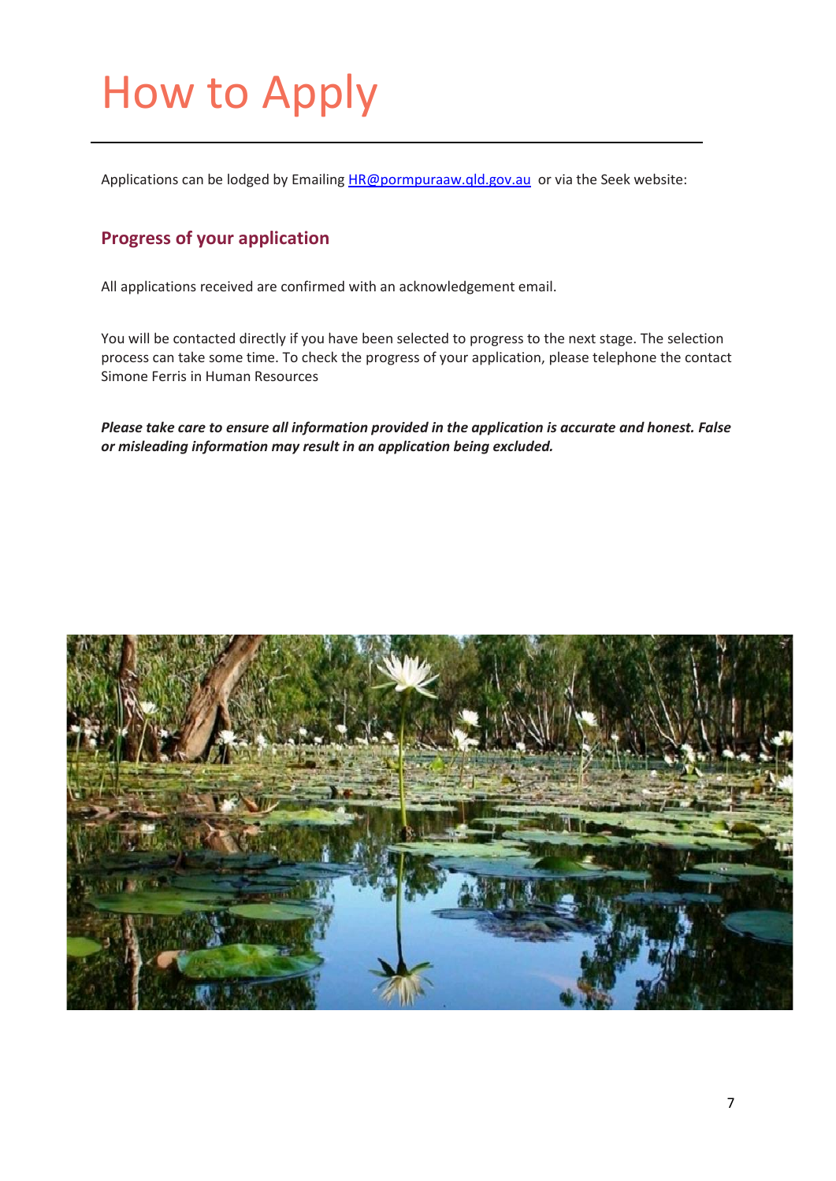# How to Apply

Applications can be lodged by Emailing [HR@pormpuraaw.qld.gov.au](mailto:HR@pormpuraaw.qld.gov.au) or via the Seek website:

## Progress of your application

All applications received are confirmed with an acknowledgement email.

You will be contacted directly if you have been selected to progress to the next stage. The selection process can take some time. To check the progress of your application, please telephone the contact Simone Ferris in Human Resources

***Please take care to ensure all information provided in the application is accurate and honest. False or misleading information may result in an application being excluded.***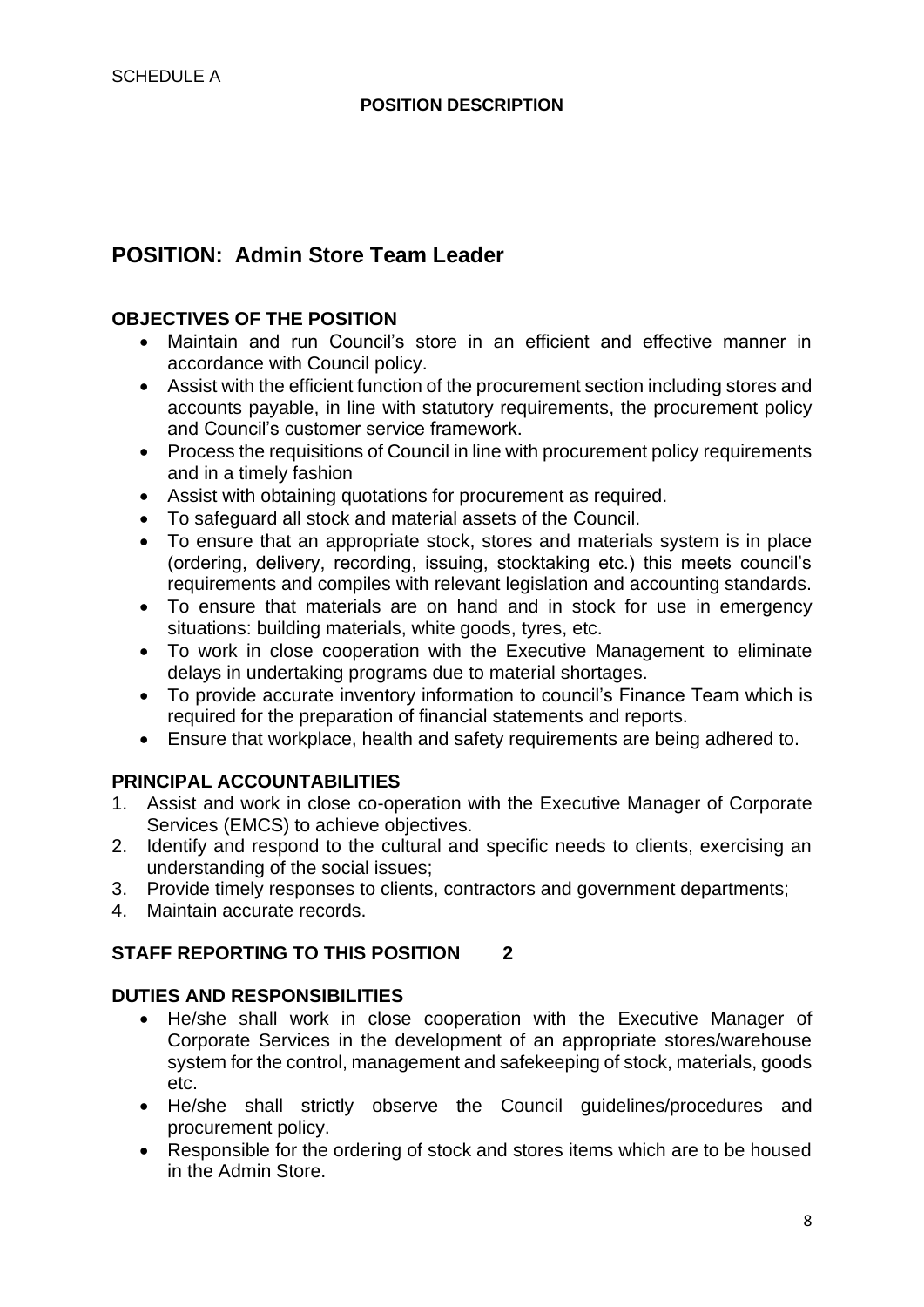SCHEDULE A

**POSITION DESCRIPTION**

## POSITION: Admin Store Team Leader

### OBJECTIVES OF THE POSITION

- Maintain and run Council's store in an efficient and effective manner in accordance with Council policy.
- Assist with the efficient function of the procurement section including stores and accounts payable, in line with statutory requirements, the procurement policy and Council's customer service framework.
- Process the requisitions of Council in line with procurement policy requirements and in a timely fashion
- Assist with obtaining quotations for procurement as required.
- To safeguard all stock and material assets of the Council.
- To ensure that an appropriate stock, stores and materials system is in place (ordering, delivery, recording, issuing, stocktaking etc.) this meets council's requirements and compiles with relevant legislation and accounting standards.
- To ensure that materials are on hand and in stock for use in emergency situations: building materials, white goods, tyres, etc.
- To work in close cooperation with the Executive Management to eliminate delays in undertaking programs due to material shortages.
- To provide accurate inventory information to council's Finance Team which is required for the preparation of financial statements and reports.
- Ensure that workplace, health and safety requirements are being adhered to.

### PRINCIPAL ACCOUNTABILITIES

1. Assist and work in close co-operation with the Executive Manager of Corporate Services (EMCS) to achieve objectives.
2. Identify and respond to the cultural and specific needs to clients, exercising an understanding of the social issues;
3. Provide timely responses to clients, contractors and government departments;
4. Maintain accurate records.

### STAFF REPORTING TO THIS POSITION 2

### DUTIES AND RESPONSIBILITIES

- He/she shall work in close cooperation with the Executive Manager of Corporate Services in the development of an appropriate stores/warehouse system for the control, management and safekeeping of stock, materials, goods etc.
- He/she shall strictly observe the Council guidelines/procedures and procurement policy.
- Responsible for the ordering of stock and stores items which are to be housed in the Admin Store.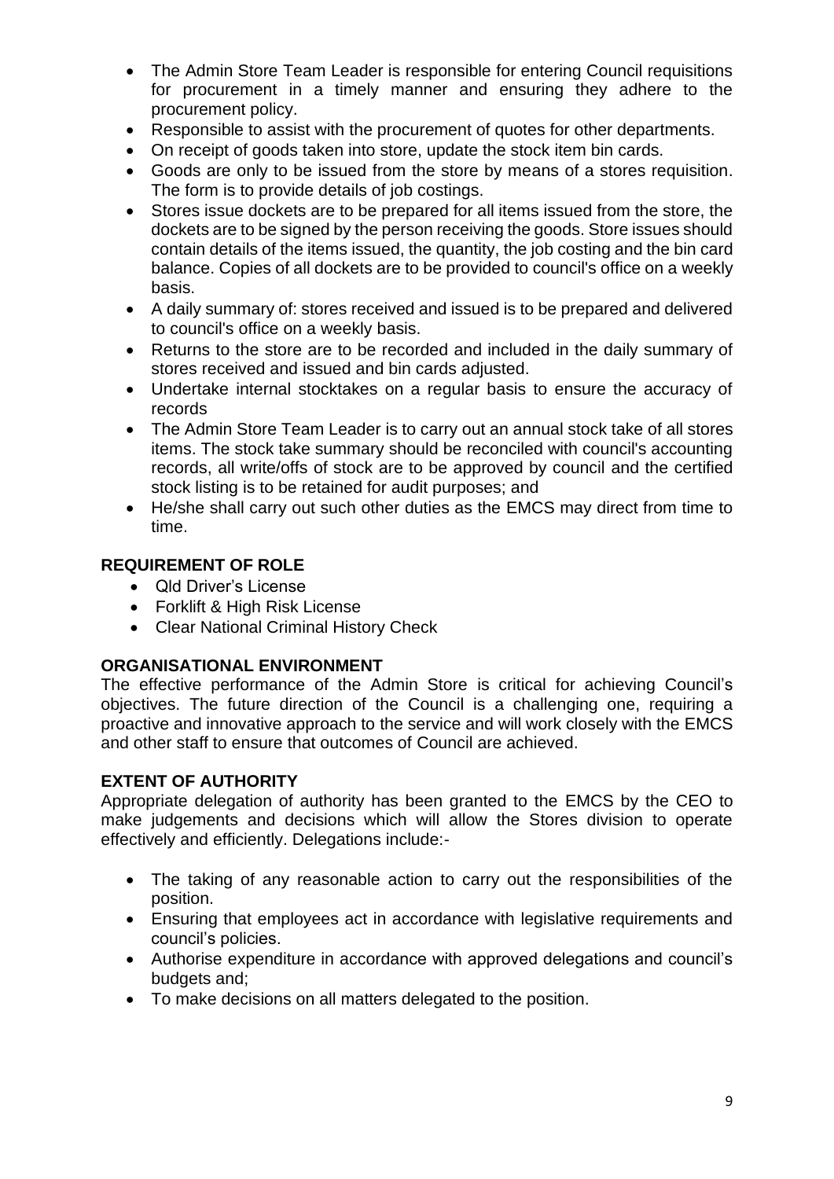- The Admin Store Team Leader is responsible for entering Council requisitions for procurement in a timely manner and ensuring they adhere to the procurement policy.
- Responsible to assist with the procurement of quotes for other departments.
- On receipt of goods taken into store, update the stock item bin cards.
- Goods are only to be issued from the store by means of a stores requisition. The form is to provide details of job costings.
- Stores issue dockets are to be prepared for all items issued from the store, the dockets are to be signed by the person receiving the goods. Store issues should contain details of the items issued, the quantity, the job costing and the bin card balance. Copies of all dockets are to be provided to council's office on a weekly basis.
- A daily summary of: stores received and issued is to be prepared and delivered to council's office on a weekly basis.
- Returns to the store are to be recorded and included in the daily summary of stores received and issued and bin cards adjusted.
- Undertake internal stocktakes on a regular basis to ensure the accuracy of records
- The Admin Store Team Leader is to carry out an annual stock take of all stores items. The stock take summary should be reconciled with council's accounting records, all write/offs of stock are to be approved by council and the certified stock listing is to be retained for audit purposes; and
- He/she shall carry out such other duties as the EMCS may direct from time to time.

## REQUIREMENT OF ROLE

- Qld Driver's License
- Forklift & High Risk License
- Clear National Criminal History Check

## ORGANISATIONAL ENVIRONMENT

The effective performance of the Admin Store is critical for achieving Council's objectives. The future direction of the Council is a challenging one, requiring a proactive and innovative approach to the service and will work closely with the EMCS and other staff to ensure that outcomes of Council are achieved.

## EXTENT OF AUTHORITY

Appropriate delegation of authority has been granted to the EMCS by the CEO to make judgements and decisions which will allow the Stores division to operate effectively and efficiently. Delegations include:-

- The taking of any reasonable action to carry out the responsibilities of the position.
- Ensuring that employees act in accordance with legislative requirements and council's policies.
- Authorise expenditure in accordance with approved delegations and council's budgets and;
- To make decisions on all matters delegated to the position.